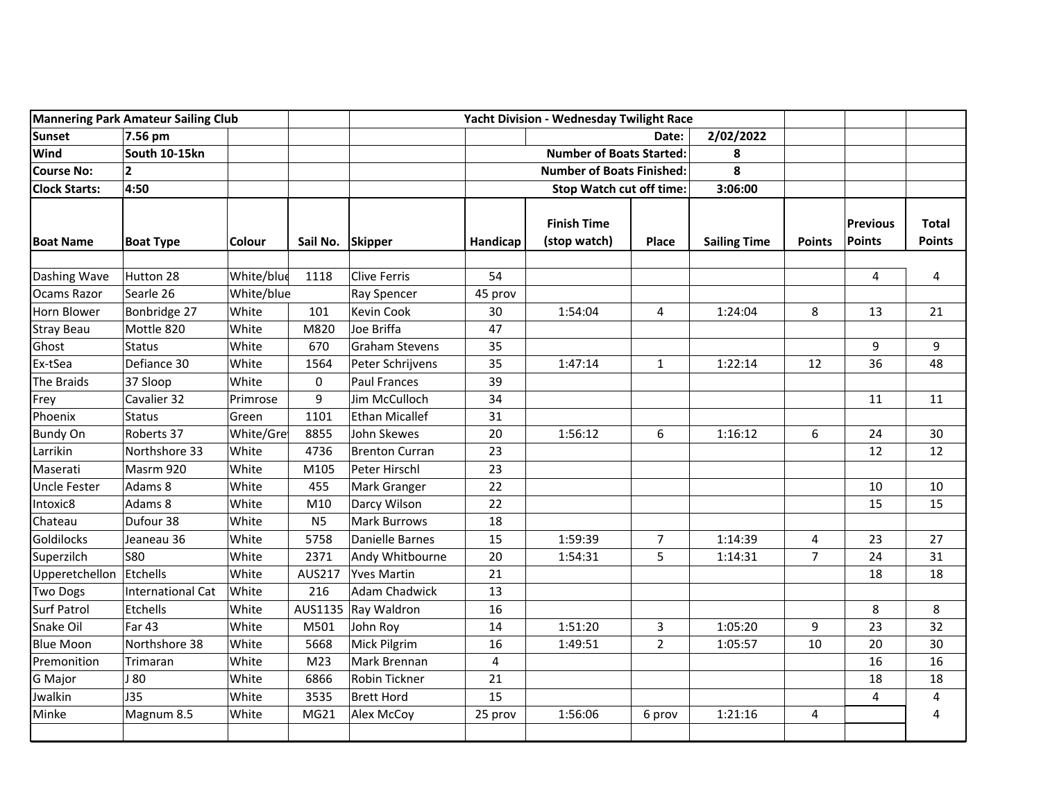| Mannering Park Amateur Sailing Club | | | | | Yacht Division - Wednesday Twilight Race | | | | | | |
|---|---|---|---|---|---|---|---|---|---|---|---|
| **Sunset** | **7.56 pm** | | | | | | Date: | **2/02/2022** | | | |
| **Wind** | **South 10-15kn** | | | | | | Number of Boats Started: | **8** | | | |
| **Course No:** | **2** | | | | | | Number of Boats Finished: | **8** | | | |
| **Clock Starts:** | **4:50** | | | | | | Stop Watch cut off time: | **3:06:00** | | | |
| **Boat Name** | **Boat Type** | **Colour** | **Sail No.** | **Skipper** | **Handicap** | **Finish Time (stop watch)** | **Place** | **Sailing Time** | **Points** | **Previous Points** | **Total Points** |
| Dashing Wave | Hutton 28 | White/blue | 1118 | Clive Ferris | 54 | | | | | 4 | 4 |
| Ocams Razor | Searle 26 | White/blue | | Ray Spencer | 45 prov | | | | | | |
| Horn Blower | Bonbridge 27 | White | 101 | Kevin Cook | 30 | 1:54:04 | 4 | 1:24:04 | 8 | 13 | 21 |
| Stray Beau | Mottle 820 | White | M820 | Joe Briffa | 47 | | | | | | |
| Ghost | Status | White | 670 | Graham Stevens | 35 | | | | | 9 | 9 |
| Ex-tSea | Defiance 30 | White | 1564 | Peter Schrijvens | 35 | 1:47:14 | 1 | 1:22:14 | 12 | 36 | 48 |
| The Braids | 37 Sloop | White | 0 | Paul Frances | 39 | | | | | | |
| Frey | Cavalier 32 | Primrose | 9 | Jim McCulloch | 34 | | | | | 11 | 11 |
| Phoenix | Status | Green | 1101 | Ethan Micallef | 31 | | | | | | |
| Bundy On | Roberts 37 | White/Grey | 8855 | John Skewes | 20 | 1:56:12 | 6 | 1:16:12 | 6 | 24 | 30 |
| Larrikin | Northshore 33 | White | 4736 | Brenton Curran | 23 | | | | | 12 | 12 |
| Maserati | Masrm 920 | White | M105 | Peter Hirschl | 23 | | | | | | |
| Uncle Fester | Adams 8 | White | 455 | Mark Granger | 22 | | | | | 10 | 10 |
| Intoxic8 | Adams 8 | White | M10 | Darcy Wilson | 22 | | | | | 15 | 15 |
| Chateau | Dufour 38 | White | N5 | Mark Burrows | 18 | | | | | | |
| Goldilocks | Jeaneau 36 | White | 5758 | Danielle Barnes | 15 | 1:59:39 | 7 | 1:14:39 | 4 | 23 | 27 |
| Superzilch | S80 | White | 2371 | Andy Whitbourne | 20 | 1:54:31 | 5 | 1:14:31 | 7 | 24 | 31 |
| Upperetchellon | Etchells | White | AUS217 | Yves Martin | 21 | | | | | 18 | 18 |
| Two Dogs | International Cat | White | 216 | Adam Chadwick | 13 | | | | | | |
| Surf Patrol | Etchells | White | AUS1135 | Ray Waldron | 16 | | | | | 8 | 8 |
| Snake Oil | Far 43 | White | M501 | John Roy | 14 | 1:51:20 | 3 | 1:05:20 | 9 | 23 | 32 |
| Blue Moon | Northshore 38 | White | 5668 | Mick Pilgrim | 16 | 1:49:51 | 2 | 1:05:57 | 10 | 20 | 30 |
| Premonition | Trimaran | White | M23 | Mark Brennan | 4 | | | | | 16 | 16 |
| G Major | J 80 | White | 6866 | Robin Tickner | 21 | | | | | 18 | 18 |
| Jwalkin | J35 | White | 3535 | Brett Hord | 15 | | | | | 4 | 4 |
| Minke | Magnum 8.5 | White | MG21 | Alex McCoy | 25 prov | 1:56:06 | 6 prov | 1:21:16 | 4 | | 4 |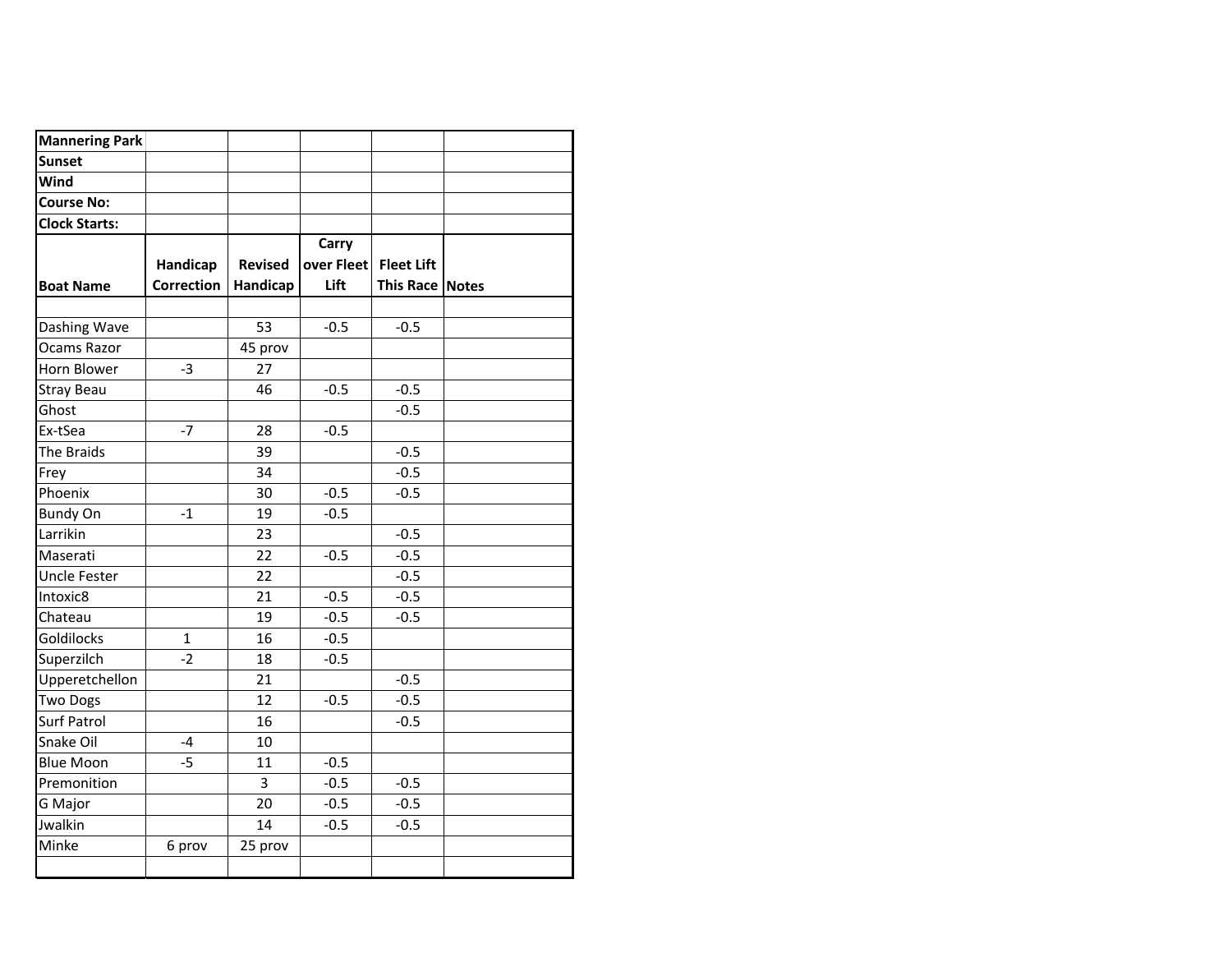| | | | | | |
|---|---|---|---|---|---|
| **Mannering Park** | | | | | |
| **Sunset** | | | | | |
| **Wind** | | | | | |
| **Course No:** | | | | | |
| **Clock Starts:** | | | | | |
| **Boat Name** | **Handicap Correction** | **Revised Handicap** | **Carry over Fleet Lift** | **Fleet Lift This Race** | **Notes** |
| | | | | | |
| Dashing Wave | | 53 | -0.5 | -0.5 | |
| Ocams Razor | | 45 prov | | | |
| Horn Blower | -3 | 27 | | | |
| Stray Beau | | 46 | -0.5 | -0.5 | |
| Ghost | | | | -0.5 | |
| Ex-tSea | -7 | 28 | -0.5 | | |
| The Braids | | 39 | | -0.5 | |
| Frey | | 34 | | -0.5 | |
| Phoenix | | 30 | -0.5 | -0.5 | |
| Bundy On | -1 | 19 | -0.5 | | |
| Larrikin | | 23 | | -0.5 | |
| Maserati | | 22 | -0.5 | -0.5 | |
| Uncle Fester | | 22 | | -0.5 | |
| Intoxic8 | | 21 | -0.5 | -0.5 | |
| Chateau | | 19 | -0.5 | -0.5 | |
| Goldilocks | 1 | 16 | -0.5 | | |
| Superzilch | -2 | 18 | -0.5 | | |
| Upperetchellon | | 21 | | -0.5 | |
| Two Dogs | | 12 | -0.5 | -0.5 | |
| Surf Patrol | | 16 | | -0.5 | |
| Snake Oil | -4 | 10 | | | |
| Blue Moon | -5 | 11 | -0.5 | | |
| Premonition | | 3 | -0.5 | -0.5 | |
| G Major | | 20 | -0.5 | -0.5 | |
| Jwalkin | | 14 | -0.5 | -0.5 | |
| Minke | 6 prov | 25 prov | | | |
| | | | | | |